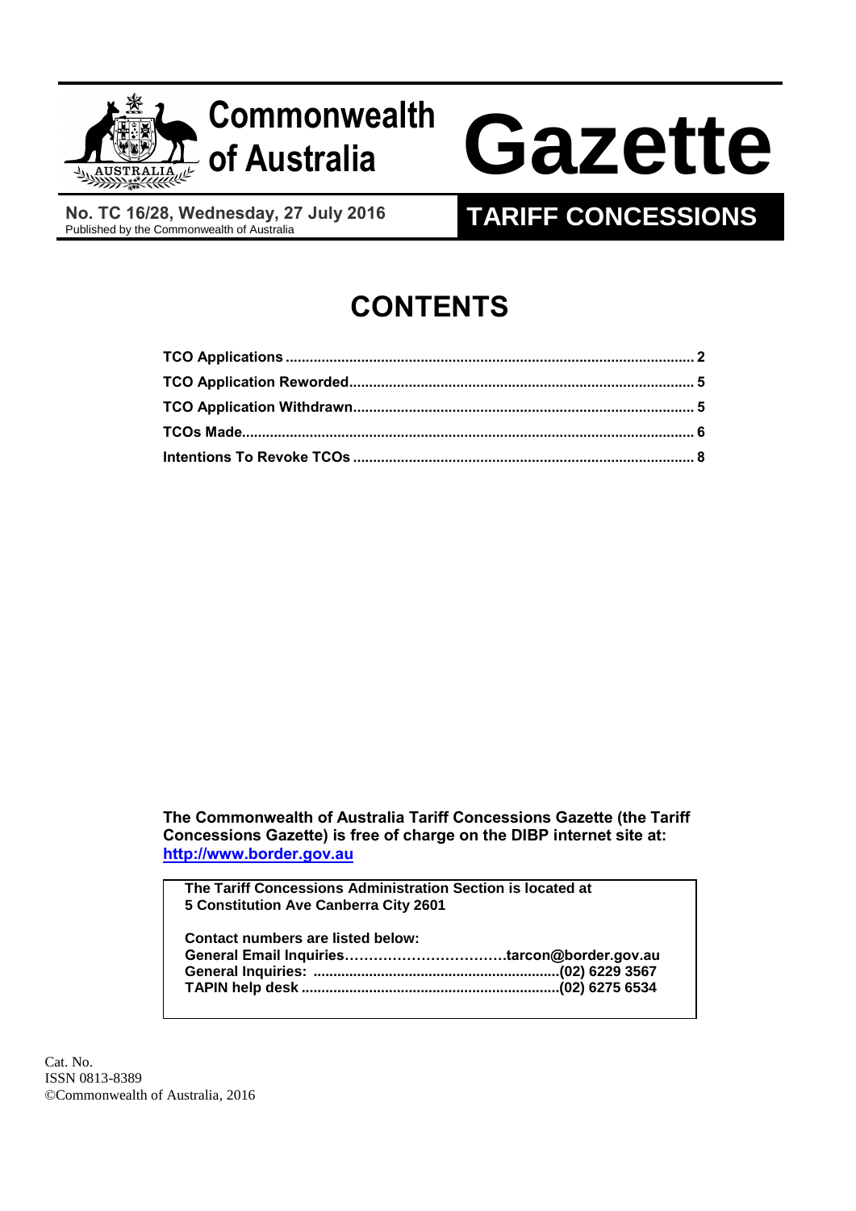# Commonwealth of Australia Gazette

**No. TC 16/28, Wednesday, 27 July 2016**
Published by the Commonwealth of Australia

**TARIFF CONCESSIONS**

## CONTENTS

| | |
|---|---|
| **TCO Applications** | **2** |
| **TCO Application Reworded** | **5** |
| **TCO Application Withdrawn** | **5** |
| **TCOs Made** | **6** |
| **Intentions To Revoke TCOs** | **8** |

**The Commonwealth of Australia Tariff Concessions Gazette (the Tariff Concessions Gazette) is free of charge on the DIBP internet site at: [http://www.border.gov.au](http://www.border.gov.au)**

**The Tariff Concessions Administration Section is located at 5 Constitution Ave Canberra City 2601**

**Contact numbers are listed below:**

| | |
|---|---|
| **General Email Inquiries** | **tarcon@border.gov.au** |
| **General Inquiries:** | **(02) 6229 3567** |
| **TAPIN help desk** | **(02) 6275 6534** |

Cat. No.
ISSN 0813-8389
©Commonwealth of Australia, 2016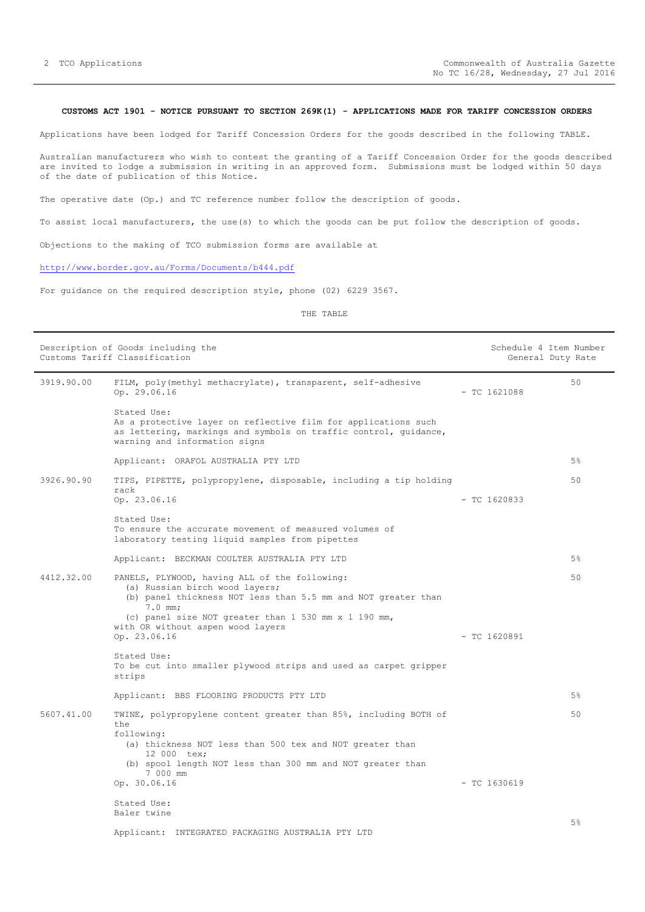**CUSTOMS ACT 1901 - NOTICE PURSUANT TO SECTION 269K(1) - APPLICATIONS MADE FOR TARIFF CONCESSION ORDERS**

Applications have been lodged for Tariff Concession Orders for the goods described in the following TABLE.

Australian manufacturers who wish to contest the granting of a Tariff Concession Order for the goods described are invited to lodge a submission in writing in an approved form. Submissions must be lodged within 50 days of the date of publication of this Notice.

The operative date (Op.) and TC reference number follow the description of goods.

To assist local manufacturers, the use(s) to which the goods can be put follow the description of goods.

Objections to the making of TCO submission forms are available at

http://www.border.gov.au/Forms/Documents/b444.pdf

For guidance on the required description style, phone (02) 6229 3567.

THE TABLE

| Description of Goods including the Customs Tariff Classification | | | Schedule 4 Item Number / General Duty Rate |
|---|---|---|---|
| 3919.90.00 | FILM, poly(methyl methacrylate), transparent, self-adhesive<br>Op. 29.06.16<br><br>Stated Use:<br>As a protective layer on reflective film for applications such as lettering, markings and symbols on traffic control, guidance, warning and information signs<br><br>Applicant: ORAFOL AUSTRALIA PTY LTD | - TC 1621088 | 50<br><br>5% |
| 3926.90.90 | TIPS, PIPETTE, polypropylene, disposable, including a tip holding rack<br>Op. 23.06.16<br><br>Stated Use:<br>To ensure the accurate movement of measured volumes of laboratory testing liquid samples from pipettes<br><br>Applicant: BECKMAN COULTER AUSTRALIA PTY LTD | - TC 1620833 | 50<br><br>5% |
| 4412.32.00 | PANELS, PLYWOOD, having ALL of the following:<br>(a) Russian birch wood layers;<br>(b) panel thickness NOT less than 5.5 mm and NOT greater than 7.0 mm;<br>(c) panel size NOT greater than 1 530 mm x 1 190 mm,<br>with OR without aspen wood layers<br>Op. 23.06.16<br><br>Stated Use:<br>To be cut into smaller plywood strips and used as carpet gripper strips<br><br>Applicant: BBS FLOORING PRODUCTS PTY LTD | - TC 1620891 | 50<br><br>5% |
| 5607.41.00 | TWINE, polypropylene content greater than 85%, including BOTH of the following:<br>(a) thickness NOT less than 500 tex and NOT greater than 12 000 tex;<br>(b) spool length NOT less than 300 mm and NOT greater than 7 000 mm<br>Op. 30.06.16<br><br>Stated Use:<br>Baler twine<br><br>Applicant: INTEGRATED PACKAGING AUSTRALIA PTY LTD | - TC 1630619 | 50<br><br>5% |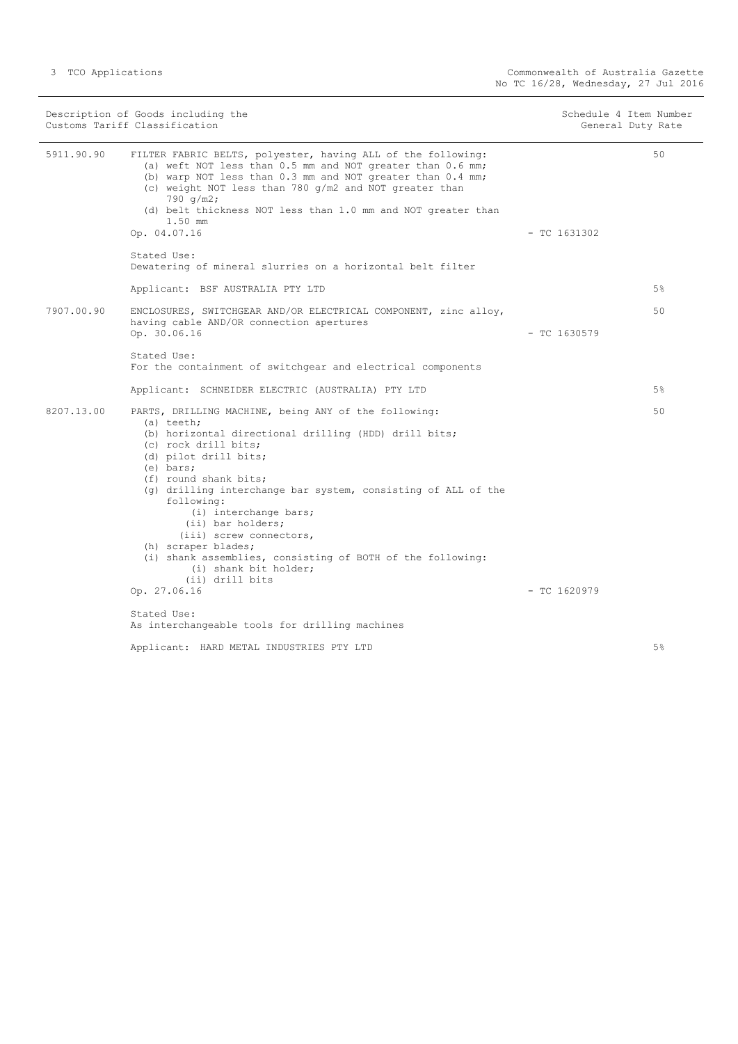| Customs Tariff Classification | Description of Goods including the Customs Tariff Classification | Schedule 4 Item Number | General Duty Rate |
|---|---|---|---|
| 5911.90.90 | FILTER FABRIC BELTS, polyester, having ALL of the following:<br>(a) weft NOT less than 0.5 mm and NOT greater than 0.6 mm;<br>(b) warp NOT less than 0.3 mm and NOT greater than 0.4 mm;<br>(c) weight NOT less than 780 g/m2 and NOT greater than 790 g/m2;<br>(d) belt thickness NOT less than 1.0 mm and NOT greater than 1.50 mm<br>Op. 04.07.16<br><br>Stated Use:<br>Dewatering of mineral slurries on a horizontal belt filter<br><br>Applicant: BSF AUSTRALIA PTY LTD | 50<br>- TC 1631302 | 5% |
| 7907.00.90 | ENCLOSURES, SWITCHGEAR AND/OR ELECTRICAL COMPONENT, zinc alloy, having cable AND/OR connection apertures<br>Op. 30.06.16<br><br>Stated Use:<br>For the containment of switchgear and electrical components<br><br>Applicant: SCHNEIDER ELECTRIC (AUSTRALIA) PTY LTD | 50<br>- TC 1630579 | 5% |
| 8207.13.00 | PARTS, DRILLING MACHINE, being ANY of the following:<br>(a) teeth;<br>(b) horizontal directional drilling (HDD) drill bits;<br>(c) rock drill bits;<br>(d) pilot drill bits;<br>(e) bars;<br>(f) round shank bits;<br>(g) drilling interchange bar system, consisting of ALL of the following:<br>(i) interchange bars;<br>(ii) bar holders;<br>(iii) screw connectors,<br>(h) scraper blades;<br>(i) shank assemblies, consisting of BOTH of the following:<br>(i) shank bit holder;<br>(ii) drill bits<br>Op. 27.06.16<br><br>Stated Use:<br>As interchangeable tools for drilling machines<br><br>Applicant: HARD METAL INDUSTRIES PTY LTD | 50<br>- TC 1620979 | 5% |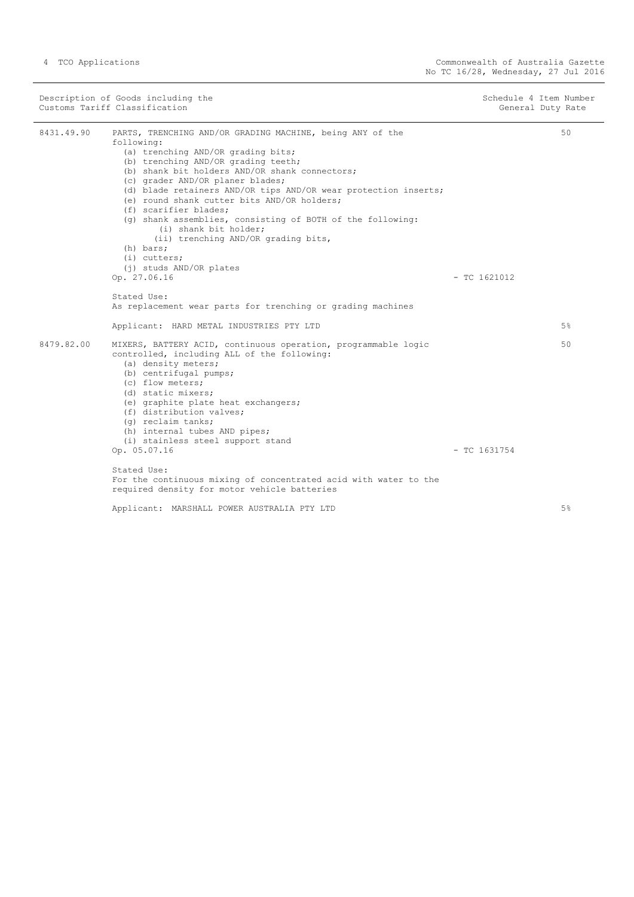| Description of Goods including the Customs Tariff Classification | | Schedule 4 Item Number | General Duty Rate |
|---|---|---|---|
| 8431.49.90 | PARTS, TRENCHING AND/OR GRADING MACHINE, being ANY of the following:<br>(a) trenching AND/OR grading bits;<br>(b) trenching AND/OR grading teeth;<br>(b) shank bit holders AND/OR shank connectors;<br>(c) grader AND/OR planer blades;<br>(d) blade retainers AND/OR tips AND/OR wear protection inserts;<br>(e) round shank cutter bits AND/OR holders;<br>(f) scarifier blades;<br>(g) shank assemblies, consisting of BOTH of the following:<br>(i) shank bit holder;<br>(ii) trenching AND/OR grading bits,<br>(h) bars;<br>(i) cutters;<br>(j) studs AND/OR plates<br>Op. 27.06.16<br><br>Stated Use:<br>As replacement wear parts for trenching or grading machines<br><br>Applicant: HARD METAL INDUSTRIES PTY LTD | - TC 1621012 | 50<br><br>5% |
| 8479.82.00 | MIXERS, BATTERY ACID, continuous operation, programmable logic controlled, including ALL of the following:<br>(a) density meters;<br>(b) centrifugal pumps;<br>(c) flow meters;<br>(d) static mixers;<br>(e) graphite plate heat exchangers;<br>(f) distribution valves;<br>(g) reclaim tanks;<br>(h) internal tubes AND pipes;<br>(i) stainless steel support stand<br>Op. 05.07.16<br><br>Stated Use:<br>For the continuous mixing of concentrated acid with water to the required density for motor vehicle batteries<br><br>Applicant: MARSHALL POWER AUSTRALIA PTY LTD | - TC 1631754 | 50<br><br>5% |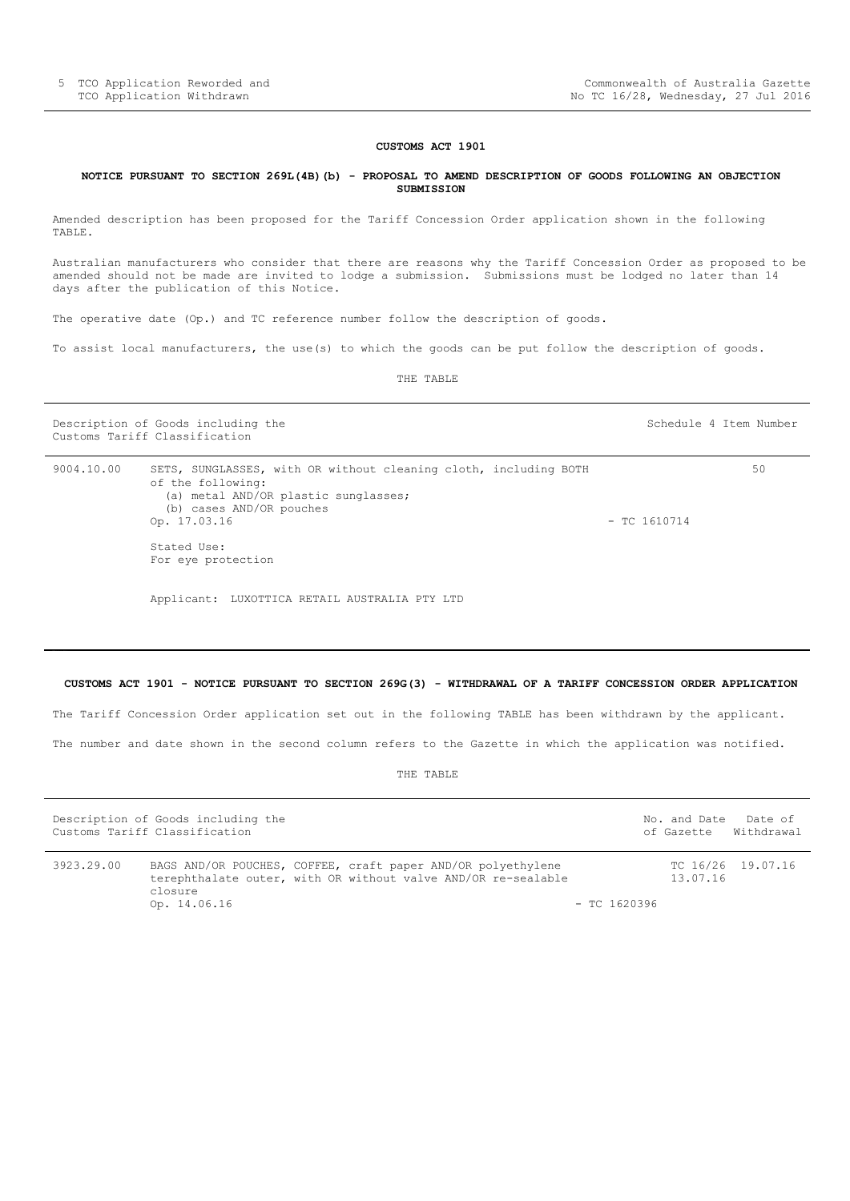## CUSTOMS ACT 1901

### NOTICE PURSUANT TO SECTION 269L(4B)(b) - PROPOSAL TO AMEND DESCRIPTION OF GOODS FOLLOWING AN OBJECTION SUBMISSION

Amended description has been proposed for the Tariff Concession Order application shown in the following TABLE.

Australian manufacturers who consider that there are reasons why the Tariff Concession Order as proposed to be amended should not be made are invited to lodge a submission. Submissions must be lodged no later than 14 days after the publication of this Notice.

The operative date (Op.) and TC reference number follow the description of goods.

To assist local manufacturers, the use(s) to which the goods can be put follow the description of goods.

THE TABLE

| Description of Goods including the Customs Tariff Classification | | Schedule 4 Item Number |
|---|---|---|
| 9004.10.00 | SETS, SUNGLASSES, with OR without cleaning cloth, including BOTH of the following:<br>(a) metal AND/OR plastic sunglasses;<br>(b) cases AND/OR pouches<br>Op. 17.03.16 - TC 1610714<br><br>Stated Use:<br>For eye protection<br><br>Applicant: LUXOTTICA RETAIL AUSTRALIA PTY LTD | 50 |

## CUSTOMS ACT 1901 - NOTICE PURSUANT TO SECTION 269G(3) - WITHDRAWAL OF A TARIFF CONCESSION ORDER APPLICATION

The Tariff Concession Order application set out in the following TABLE has been withdrawn by the applicant.

The number and date shown in the second column refers to the Gazette in which the application was notified.

THE TABLE

| Description of Goods including the Customs Tariff Classification | | No. and Date of Gazette | Date of Withdrawal |
|---|---|---|---|
| 3923.29.00 | BAGS AND/OR POUCHES, COFFEE, craft paper AND/OR polyethylene terephthalate outer, with OR without valve AND/OR re-sealable closure<br>Op. 14.06.16 - TC 1620396 | TC 16/26 13.07.16 | 19.07.16 |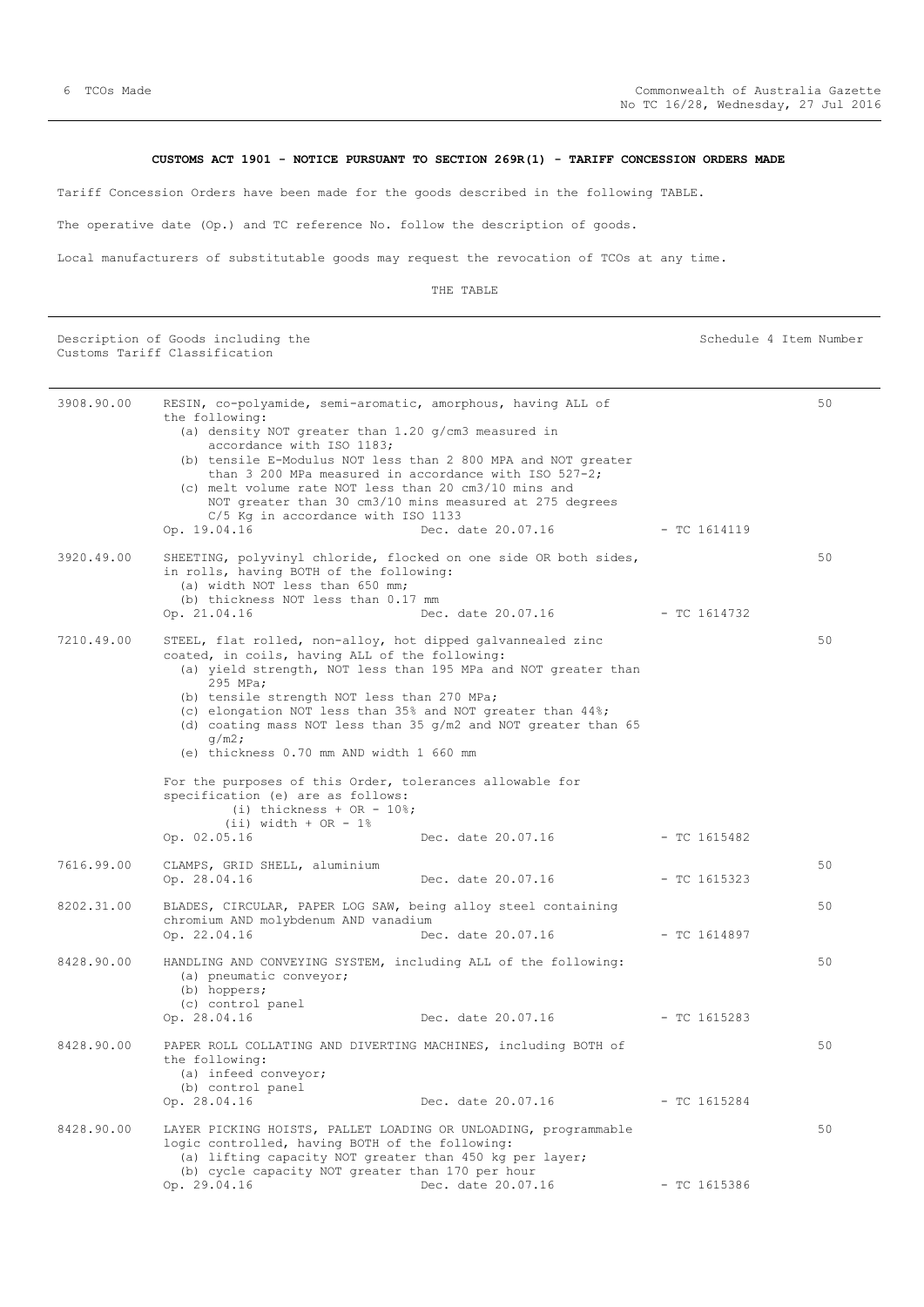**CUSTOMS ACT 1901 - NOTICE PURSUANT TO SECTION 269R(1) - TARIFF CONCESSION ORDERS MADE**

Tariff Concession Orders have been made for the goods described in the following TABLE.

The operative date (Op.) and TC reference No. follow the description of goods.

Local manufacturers of substitutable goods may request the revocation of TCOs at any time.

THE TABLE

| Description of Goods including the Customs Tariff Classification | | Schedule 4 Item Number |
|---|---|---|
| 3908.90.00 | RESIN, co-polyamide, semi-aromatic, amorphous, having ALL of the following:<br>(a) density NOT greater than 1.20 g/cm3 measured in accordance with ISO 1183;<br>(b) tensile E-Modulus NOT less than 2 800 MPA and NOT greater than 3 200 MPa measured in accordance with ISO 527-2;<br>(c) melt volume rate NOT less than 20 cm3/10 mins and NOT greater than 30 cm3/10 mins measured at 275 degrees C/5 Kg in accordance with ISO 1133<br>Op. 19.04.16 Dec. date 20.07.16 - TC 1614119 | 50 |
| 3920.49.00 | SHEETING, polyvinyl chloride, flocked on one side OR both sides, in rolls, having BOTH of the following:<br>(a) width NOT less than 650 mm;<br>(b) thickness NOT less than 0.17 mm<br>Op. 21.04.16 Dec. date 20.07.16 - TC 1614732 | 50 |
| 7210.49.00 | STEEL, flat rolled, non-alloy, hot dipped galvannealed zinc coated, in coils, having ALL of the following:<br>(a) yield strength, NOT less than 195 MPa and NOT greater than 295 MPa;<br>(b) tensile strength NOT less than 270 MPa;<br>(c) elongation NOT less than 35% and NOT greater than 44%;<br>(d) coating mass NOT less than 35 g/m2 and NOT greater than 65 g/m2;<br>(e) thickness 0.70 mm AND width 1 660 mm<br><br>For the purposes of this Order, tolerances allowable for specification (e) are as follows:<br>(i) thickness + OR - 10%;<br>(ii) width + OR - 1%<br>Op. 02.05.16 Dec. date 20.07.16 - TC 1615482 | 50 |
| 7616.99.00 | CLAMPS, GRID SHELL, aluminium<br>Op. 28.04.16 Dec. date 20.07.16 - TC 1615323 | 50 |
| 8202.31.00 | BLADES, CIRCULAR, PAPER LOG SAW, being alloy steel containing chromium AND molybdenum AND vanadium<br>Op. 22.04.16 Dec. date 20.07.16 - TC 1614897 | 50 |
| 8428.90.00 | HANDLING AND CONVEYING SYSTEM, including ALL of the following:<br>(a) pneumatic conveyor;<br>(b) hoppers;<br>(c) control panel<br>Op. 28.04.16 Dec. date 20.07.16 - TC 1615283 | 50 |
| 8428.90.00 | PAPER ROLL COLLATING AND DIVERTING MACHINES, including BOTH of the following:<br>(a) infeed conveyor;<br>(b) control panel<br>Op. 28.04.16 Dec. date 20.07.16 - TC 1615284 | 50 |
| 8428.90.00 | LAYER PICKING HOISTS, PALLET LOADING OR UNLOADING, programmable logic controlled, having BOTH of the following:<br>(a) lifting capacity NOT greater than 450 kg per layer;<br>(b) cycle capacity NOT greater than 170 per hour<br>Op. 29.04.16 Dec. date 20.07.16 - TC 1615386 | 50 |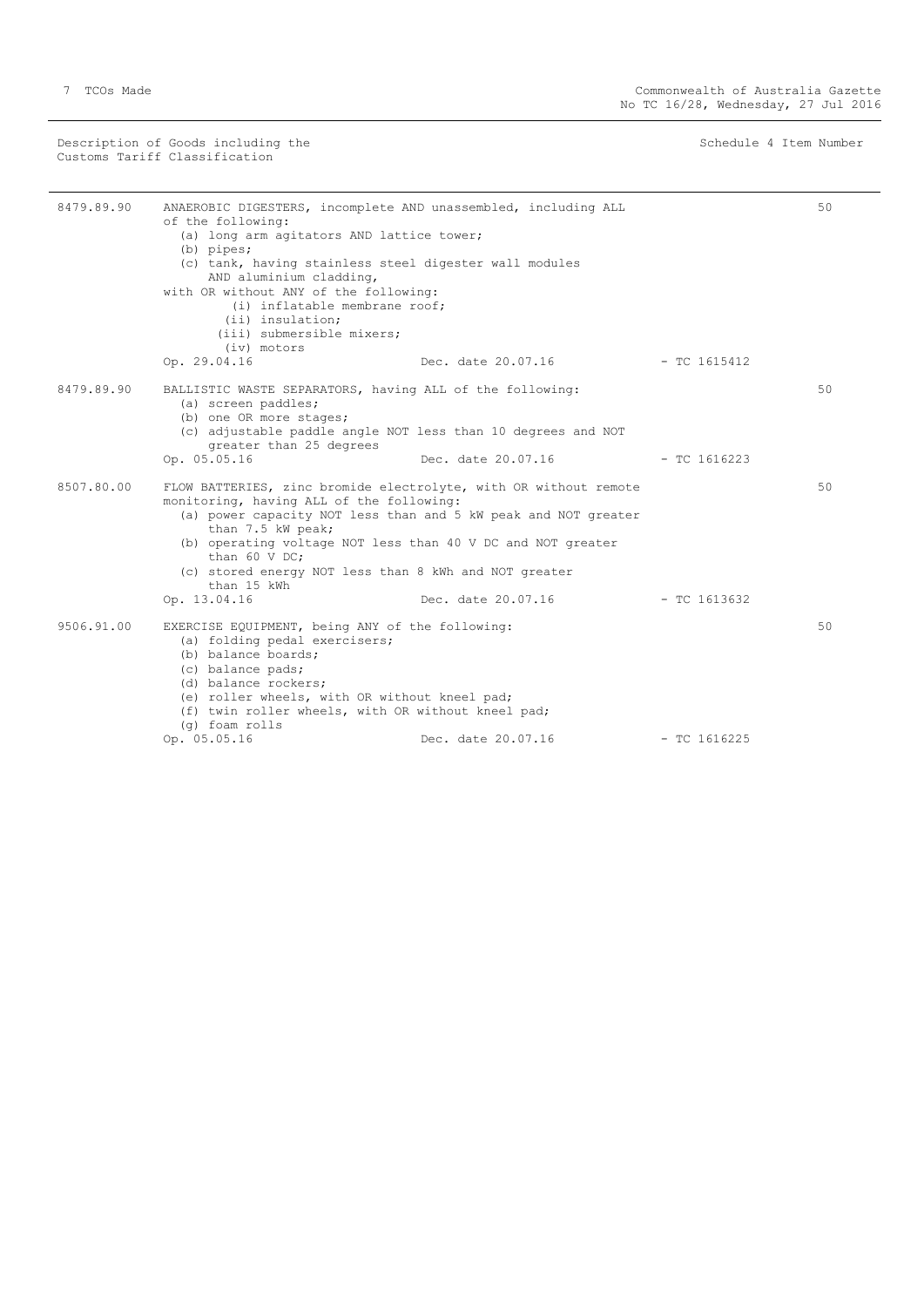| Description of Goods including the Customs Tariff Classification | | | | Schedule 4 Item Number |
|---|---|---|---|---|
| 8479.89.90 | ANAEROBIC DIGESTERS, incomplete AND unassembled, including ALL of the following:<br>(a) long arm agitators AND lattice tower;<br>(b) pipes;<br>(c) tank, having stainless steel digester wall modules AND aluminium cladding,<br>with OR without ANY of the following:<br>(i) inflatable membrane roof;<br>(ii) insulation;<br>(iii) submersible mixers;<br>(iv) motors<br>Op. 29.04.16 | Dec. date 20.07.16 | - TC 1615412 | 50 |
| 8479.89.90 | BALLISTIC WASTE SEPARATORS, having ALL of the following:<br>(a) screen paddles;<br>(b) one OR more stages;<br>(c) adjustable paddle angle NOT less than 10 degrees and NOT greater than 25 degrees<br>Op. 05.05.16 | Dec. date 20.07.16 | - TC 1616223 | 50 |
| 8507.80.00 | FLOW BATTERIES, zinc bromide electrolyte, with OR without remote monitoring, having ALL of the following:<br>(a) power capacity NOT less than and 5 kW peak and NOT greater than 7.5 kW peak;<br>(b) operating voltage NOT less than 40 V DC and NOT greater than 60 V DC;<br>(c) stored energy NOT less than 8 kWh and NOT greater than 15 kWh<br>Op. 13.04.16 | Dec. date 20.07.16 | - TC 1613632 | 50 |
| 9506.91.00 | EXERCISE EQUIPMENT, being ANY of the following:<br>(a) folding pedal exercisers;<br>(b) balance boards;<br>(c) balance pads;<br>(d) balance rockers;<br>(e) roller wheels, with OR without kneel pad;<br>(f) twin roller wheels, with OR without kneel pad;<br>(g) foam rolls<br>Op. 05.05.16 | Dec. date 20.07.16 | - TC 1616225 | 50 |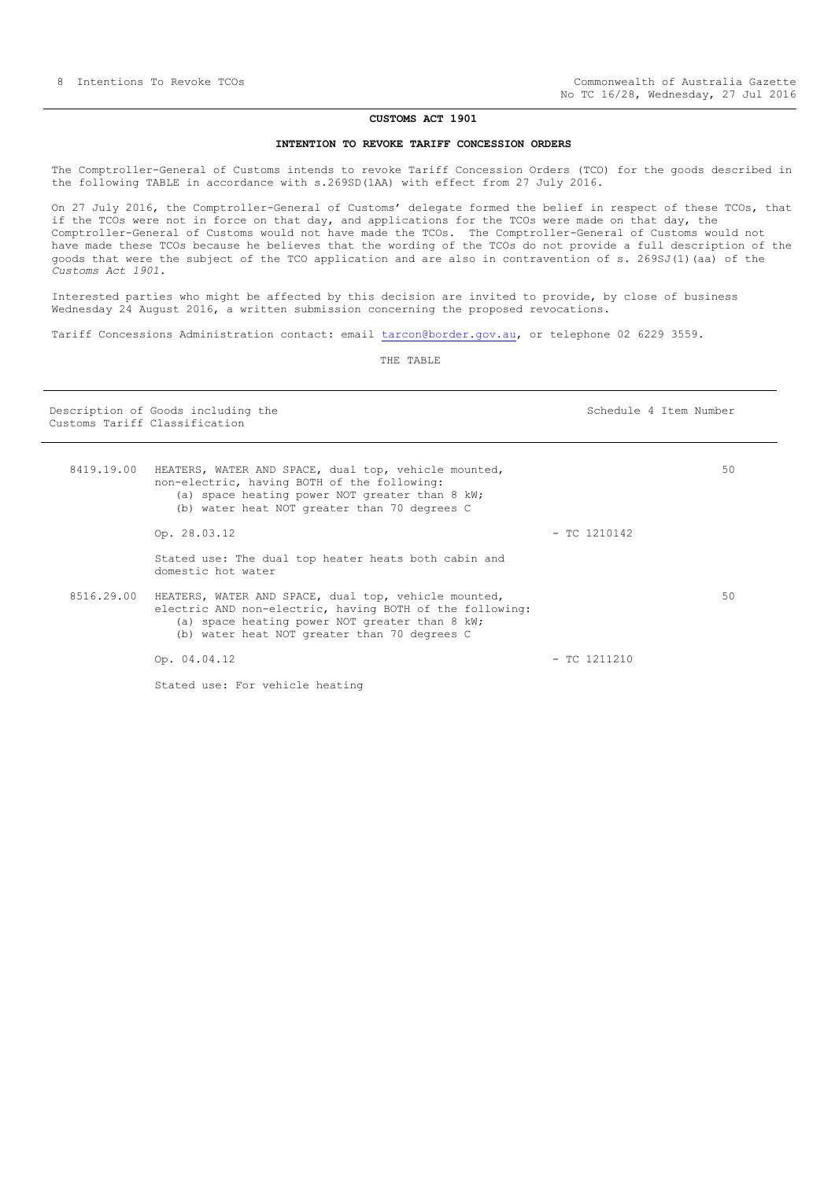**CUSTOMS ACT 1901**

**INTENTION TO REVOKE TARIFF CONCESSION ORDERS**

The Comptroller-General of Customs intends to revoke Tariff Concession Orders (TCO) for the goods described in the following TABLE in accordance with s.269SD(1AA) with effect from 27 July 2016.

On 27 July 2016, the Comptroller-General of Customs' delegate formed the belief in respect of these TCOs, that if the TCOs were not in force on that day, and applications for the TCOs were made on that day, the Comptroller-General of Customs would not have made the TCOs. The Comptroller-General of Customs would not have made these TCOs because he believes that the wording of the TCOs do not provide a full description of the goods that were the subject of the TCO application and are also in contravention of s. 269SJ(1)(aa) of the *Customs Act 1901*.

Interested parties who might be affected by this decision are invited to provide, by close of business Wednesday 24 August 2016, a written submission concerning the proposed revocations.

Tariff Concessions Administration contact: email tarcon@border.gov.au, or telephone 02 6229 3559.

THE TABLE

| Description of Goods including the Customs Tariff Classification | | | Schedule 4 Item Number |
|---|---|---|---|
| 8419.19.00 | HEATERS, WATER AND SPACE, dual top, vehicle mounted, non-electric, having BOTH of the following:<br>(a) space heating power NOT greater than 8 kW;<br>(b) water heat NOT greater than 70 degrees C | | 50 |
| | Op. 28.03.12 | - TC 1210142 | |
| | Stated use: The dual top heater heats both cabin and domestic hot water | | |
| 8516.29.00 | HEATERS, WATER AND SPACE, dual top, vehicle mounted, electric AND non-electric, having BOTH of the following:<br>(a) space heating power NOT greater than 8 kW;<br>(b) water heat NOT greater than 70 degrees C | | 50 |
| | Op. 04.04.12 | - TC 1211210 | |
| | Stated use: For vehicle heating | | |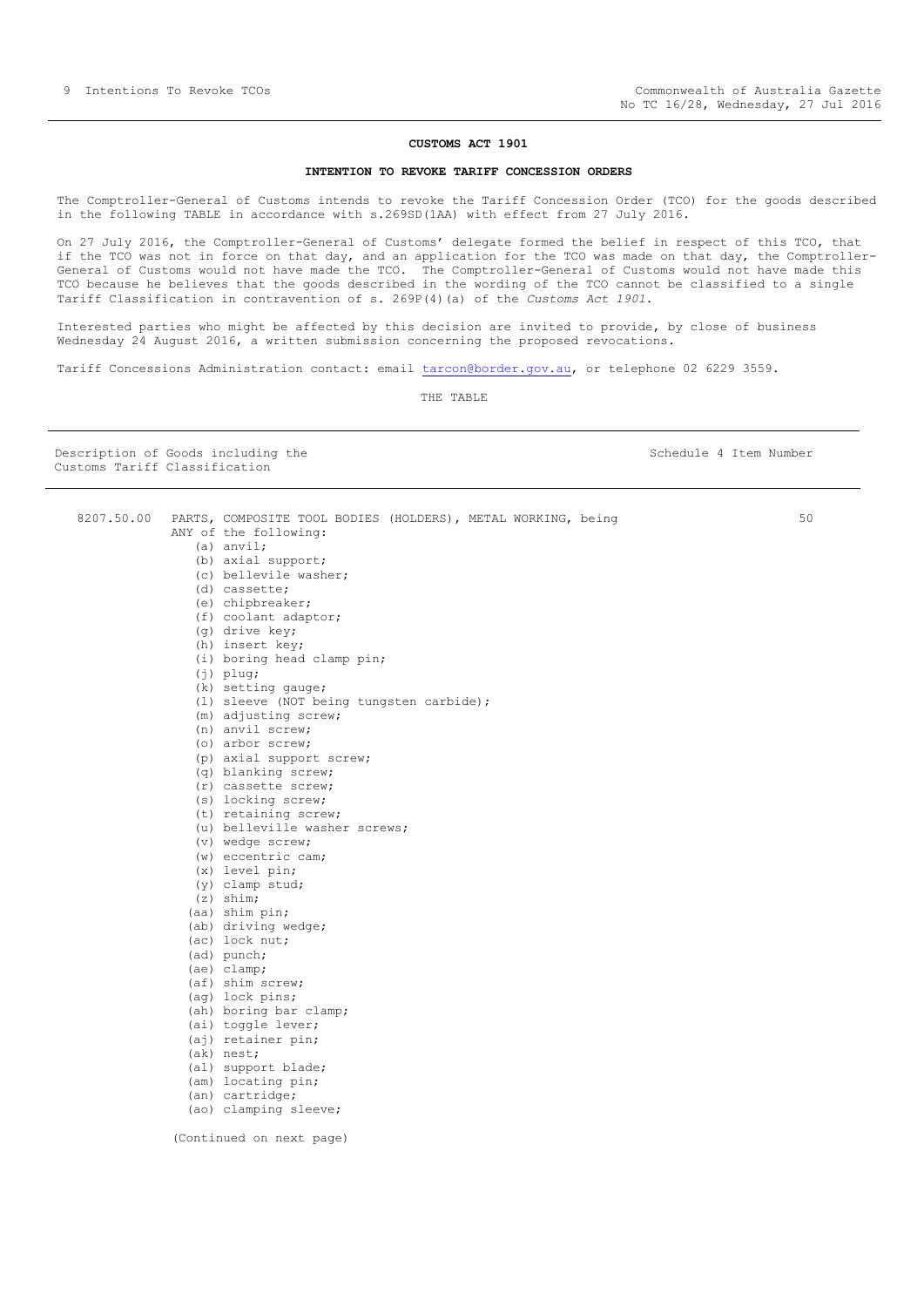**CUSTOMS ACT 1901**

**INTENTION TO REVOKE TARIFF CONCESSION ORDERS**

The Comptroller-General of Customs intends to revoke the Tariff Concession Order (TCO) for the goods described in the following TABLE in accordance with s.269SD(1AA) with effect from 27 July 2016.

On 27 July 2016, the Comptroller-General of Customs' delegate formed the belief in respect of this TCO, that if the TCO was not in force on that day, and an application for the TCO was made on that day, the Comptroller-General of Customs would not have made the TCO. The Comptroller-General of Customs would not have made this TCO because he believes that the goods described in the wording of the TCO cannot be classified to a single Tariff Classification in contravention of s. 269P(4)(a) of the *Customs Act 1901*.

Interested parties who might be affected by this decision are invited to provide, by close of business Wednesday 24 August 2016, a written submission concerning the proposed revocations.

Tariff Concessions Administration contact: email tarcon@border.gov.au, or telephone 02 6229 3559.

THE TABLE

| Description of Goods including the Customs Tariff Classification | | Schedule 4 Item Number |
|---|---|---|
| 8207.50.00 | PARTS, COMPOSITE TOOL BODIES (HOLDERS), METAL WORKING, being ANY of the following:<br>(a) anvil;<br>(b) axial support;<br>(c) bellevile washer;<br>(d) cassette;<br>(e) chipbreaker;<br>(f) coolant adaptor;<br>(g) drive key;<br>(h) insert key;<br>(i) boring head clamp pin;<br>(j) plug;<br>(k) setting gauge;<br>(l) sleeve (NOT being tungsten carbide);<br>(m) adjusting screw;<br>(n) anvil screw;<br>(o) arbor screw;<br>(p) axial support screw;<br>(q) blanking screw;<br>(r) cassette screw;<br>(s) locking screw;<br>(t) retaining screw;<br>(u) belleville washer screws;<br>(v) wedge screw;<br>(w) eccentric cam;<br>(x) level pin;<br>(y) clamp stud;<br>(z) shim;<br>(aa) shim pin;<br>(ab) driving wedge;<br>(ac) lock nut;<br>(ad) punch;<br>(ae) clamp;<br>(af) shim screw;<br>(ag) lock pins;<br>(ah) boring bar clamp;<br>(ai) toggle lever;<br>(aj) retainer pin;<br>(ak) nest;<br>(al) support blade;<br>(am) locating pin;<br>(an) cartridge;<br>(ao) clamping sleeve;<br><br>(Continued on next page) | 50 |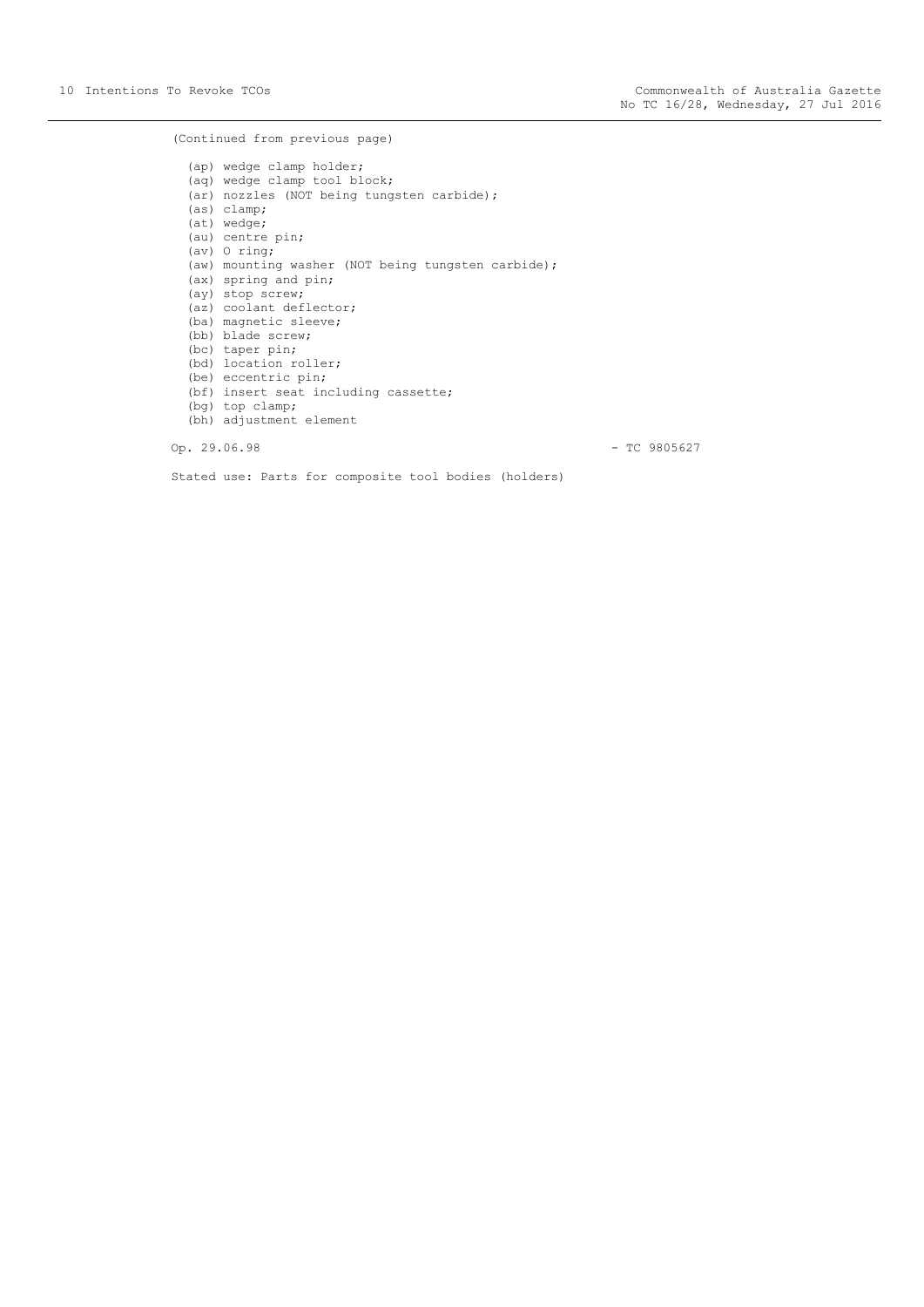(Continued from previous page)

(ap) wedge clamp holder;
(aq) wedge clamp tool block;
(ar) nozzles (NOT being tungsten carbide);
(as) clamp;
(at) wedge;
(au) centre pin;
(av) O ring;
(aw) mounting washer (NOT being tungsten carbide);
(ax) spring and pin;
(ay) stop screw;
(az) coolant deflector;
(ba) magnetic sleeve;
(bb) blade screw;
(bc) taper pin;
(bd) location roller;
(be) eccentric pin;
(bf) insert seat including cassette;
(bg) top clamp;
(bh) adjustment element

Op. 29.06.98 - TC 9805627

Stated use: Parts for composite tool bodies (holders)